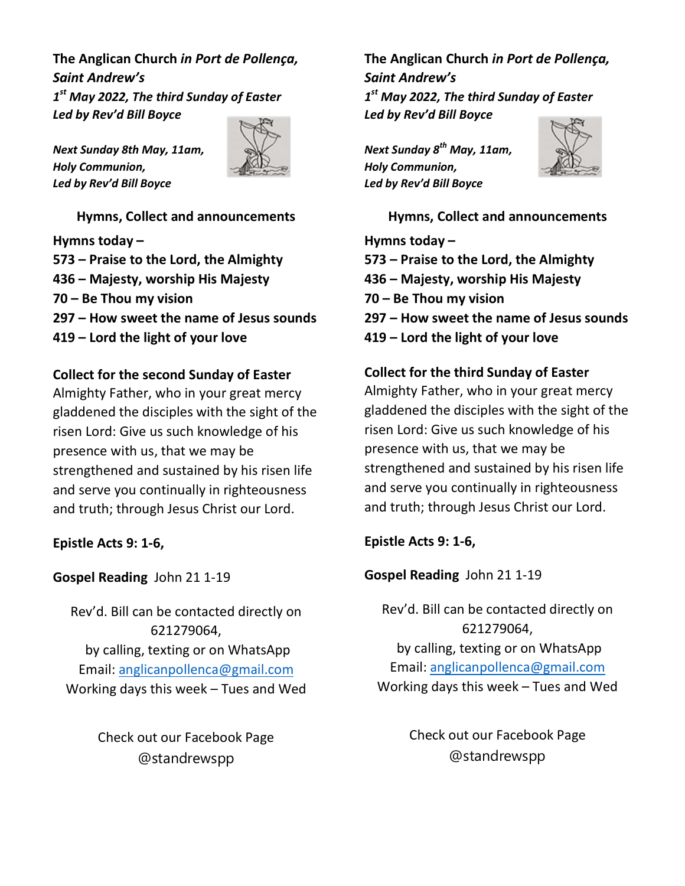**The Anglican Church *in Port de Pollença, Saint Andrew's***
***1st May 2022, The third Sunday of Easter***
***Led by Rev'd Bill Boyce***

***Next Sunday 8th May, 11am,***
***Holy Communion,***
***Led by Rev'd Bill Boyce***

**Hymns, Collect and announcements**

**Hymns today –**
**573 – Praise to the Lord, the Almighty**
**436 – Majesty, worship His Majesty**
**70 – Be Thou my vision**
**297 – How sweet the name of Jesus sounds**
**419 – Lord the light of your love**

**Collect for the second Sunday of Easter**
Almighty Father, who in your great mercy gladdened the disciples with the sight of the risen Lord: Give us such knowledge of his presence with us, that we may be strengthened and sustained by his risen life and serve you continually in righteousness and truth; through Jesus Christ our Lord.

**Epistle Acts 9: 1-6,**

**Gospel Reading** John 21 1-19

Rev'd. Bill can be contacted directly on 621279064,
by calling, texting or on WhatsApp
Email: anglicanpollenca@gmail.com
Working days this week – Tues and Wed

Check out our Facebook Page
@standrewspp

**The Anglican Church *in Port de Pollença, Saint Andrew's***
***1st May 2022, The third Sunday of Easter***
***Led by Rev'd Bill Boyce***

***Next Sunday 8th May, 11am,***
***Holy Communion,***
***Led by Rev'd Bill Boyce***

**Hymns, Collect and announcements**

**Hymns today –**
**573 – Praise to the Lord, the Almighty**
**436 – Majesty, worship His Majesty**
**70 – Be Thou my vision**
**297 – How sweet the name of Jesus sounds**
**419 – Lord the light of your love**

**Collect for the third Sunday of Easter**
Almighty Father, who in your great mercy gladdened the disciples with the sight of the risen Lord: Give us such knowledge of his presence with us, that we may be strengthened and sustained by his risen life and serve you continually in righteousness and truth; through Jesus Christ our Lord.

**Epistle Acts 9: 1-6,**

**Gospel Reading** John 21 1-19

Rev'd. Bill can be contacted directly on 621279064,
by calling, texting or on WhatsApp
Email: anglicanpollenca@gmail.com
Working days this week – Tues and Wed

Check out our Facebook Page
@standrewspp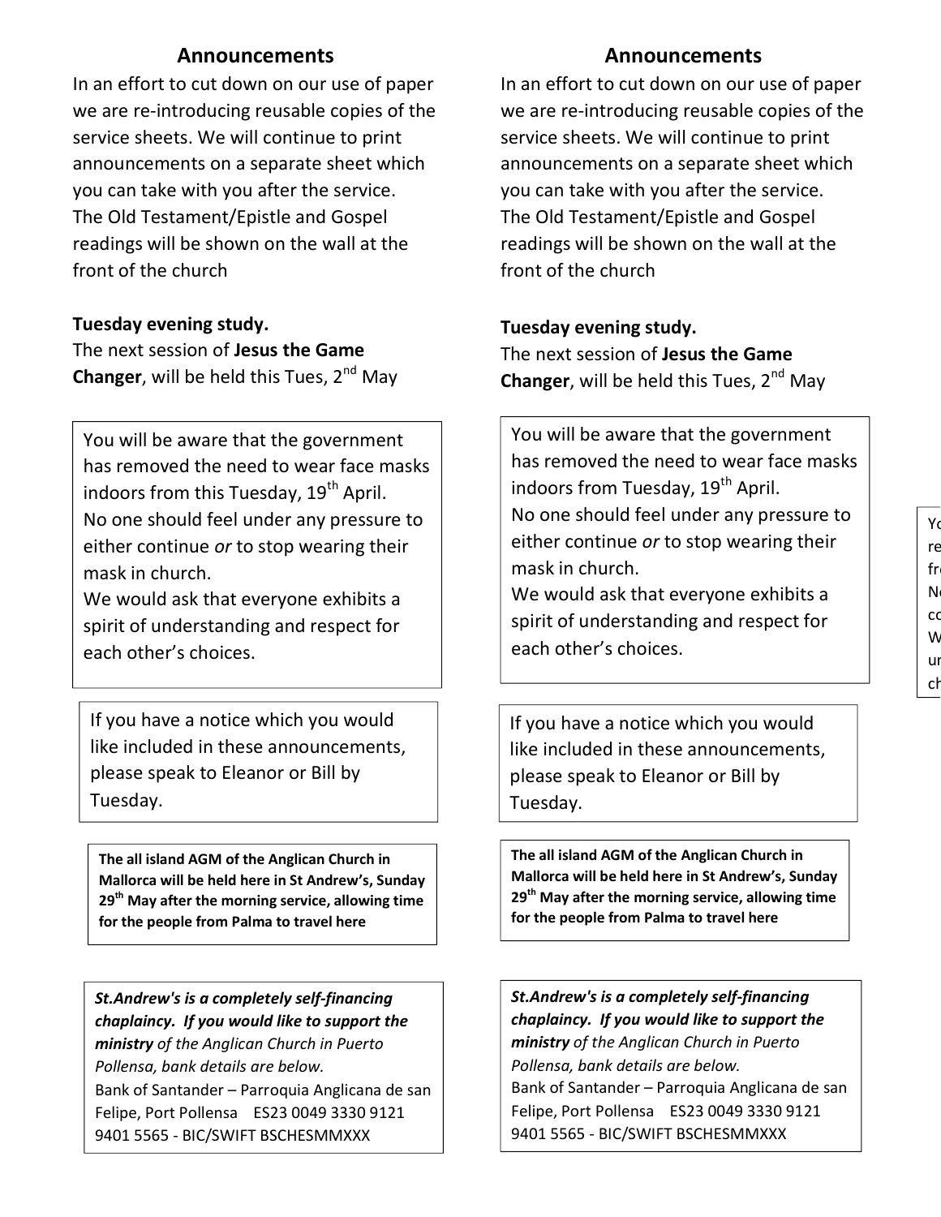## Announcements

In an effort to cut down on our use of paper we are re-introducing reusable copies of the service sheets. We will continue to print announcements on a separate sheet which you can take with you after the service. The Old Testament/Epistle and Gospel readings will be shown on the wall at the front of the church

**Tuesday evening study.**
The next session of **Jesus the Game Changer**, will be held this Tues, 2nd May

You will be aware that the government has removed the need to wear face masks indoors from this Tuesday, 19th April.
No one should feel under any pressure to either continue *or* to stop wearing their mask in church.
We would ask that everyone exhibits a spirit of understanding and respect for each other's choices.

If you have a notice which you would like included in these announcements, please speak to Eleanor or Bill by Tuesday.

**The all island AGM of the Anglican Church in Mallorca will be held here in St Andrew's, Sunday 29th May after the morning service, allowing time for the people from Palma to travel here**

***St.Andrew's is a completely self-financing chaplaincy. If you would like to support the ministry*** *of the Anglican Church in Puerto Pollensa, bank details are below.*
Bank of Santander – Parroquia Anglicana de san Felipe, Port Pollensa ES23 0049 3330 9121 9401 5565 - BIC/SWIFT BSCHESMMXXX

## Announcements

In an effort to cut down on our use of paper we are re-introducing reusable copies of the service sheets. We will continue to print announcements on a separate sheet which you can take with you after the service. The Old Testament/Epistle and Gospel readings will be shown on the wall at the front of the church

**Tuesday evening study.**
The next session of **Jesus the Game Changer**, will be held this Tues, 2nd May

You will be aware that the government has removed the need to wear face masks indoors from Tuesday, 19th April.
No one should feel under any pressure to either continue *or* to stop wearing their mask in church.
We would ask that everyone exhibits a spirit of understanding and respect for each other's choices.

If you have a notice which you would like included in these announcements, please speak to Eleanor or Bill by Tuesday.

**The all island AGM of the Anglican Church in Mallorca will be held here in St Andrew's, Sunday 29th May after the morning service, allowing time for the people from Palma to travel here**

***St.Andrew's is a completely self-financing chaplaincy. If you would like to support the ministry*** *of the Anglican Church in Puerto Pollensa, bank details are below.*
Bank of Santander – Parroquia Anglicana de san Felipe, Port Pollensa ES23 0049 3330 9121 9401 5565 - BIC/SWIFT BSCHESMMXXX